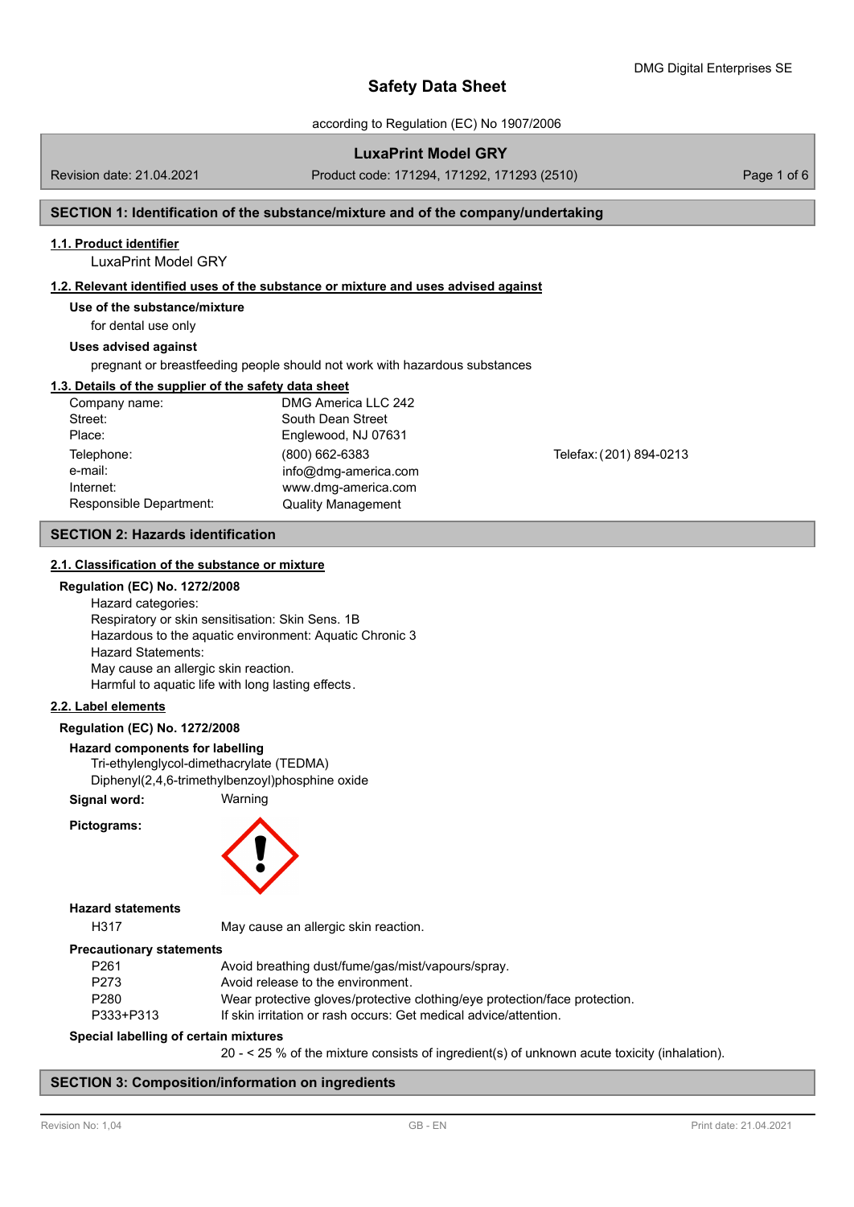DMG Digital Enterprises SE

# Safety Data Sheet

according to Regulation (EC) No 1907/2006

**LuxaPrint Model GRY**

Revision date: 21.04.2021 | Product code: 171294, 171292, 171293 (2510)

## SECTION 1: Identification of the substance/mixture and of the company/undertaking

### 1.1. Product identifier

LuxaPrint Model GRY

### 1.2. Relevant identified uses of the substance or mixture and uses advised against

**Use of the substance/mixture**

for dental use only

**Uses advised against**

pregnant or breastfeeding people should not work with hazardous substances

### 1.3. Details of the supplier of the safety data sheet

| | | |
|---|---|---|
| Company name: | DMG America LLC 242 | |
| Street: | South Dean Street | |
| Place: | Englewood, NJ 07631 | |
| Telephone: | (800) 662-6383 | Telefax: (201) 894-0213 |
| e-mail: | info@dmg-america.com | |
| Internet: | www.dmg-america.com | |
| Responsible Department: | Quality Management | |

## SECTION 2: Hazards identification

### 2.1. Classification of the substance or mixture

**Regulation (EC) No. 1272/2008**

Hazard categories:
Respiratory or skin sensitisation: Skin Sens. 1B
Hazardous to the aquatic environment: Aquatic Chronic 3
Hazard Statements:
May cause an allergic skin reaction.
Harmful to aquatic life with long lasting effects.

### 2.2. Label elements

**Regulation (EC) No. 1272/2008**

**Hazard components for labelling**

Tri-ethylenglycol-dimethacrylate (TEDMA)
Diphenyl(2,4,6-trimethylbenzoyl)phosphine oxide

**Signal word:** Warning

**Pictograms:**

**Hazard statements**

| | |
|---|---|
| H317 | May cause an allergic skin reaction. |

**Precautionary statements**

| | |
|---|---|
| P261 | Avoid breathing dust/fume/gas/mist/vapours/spray. |
| P273 | Avoid release to the environment. |
| P280 | Wear protective gloves/protective clothing/eye protection/face protection. |
| P333+P313 | If skin irritation or rash occurs: Get medical advice/attention. |

**Special labelling of certain mixtures**

20 - < 25 % of the mixture consists of ingredient(s) of unknown acute toxicity (inhalation).

## SECTION 3: Composition/information on ingredients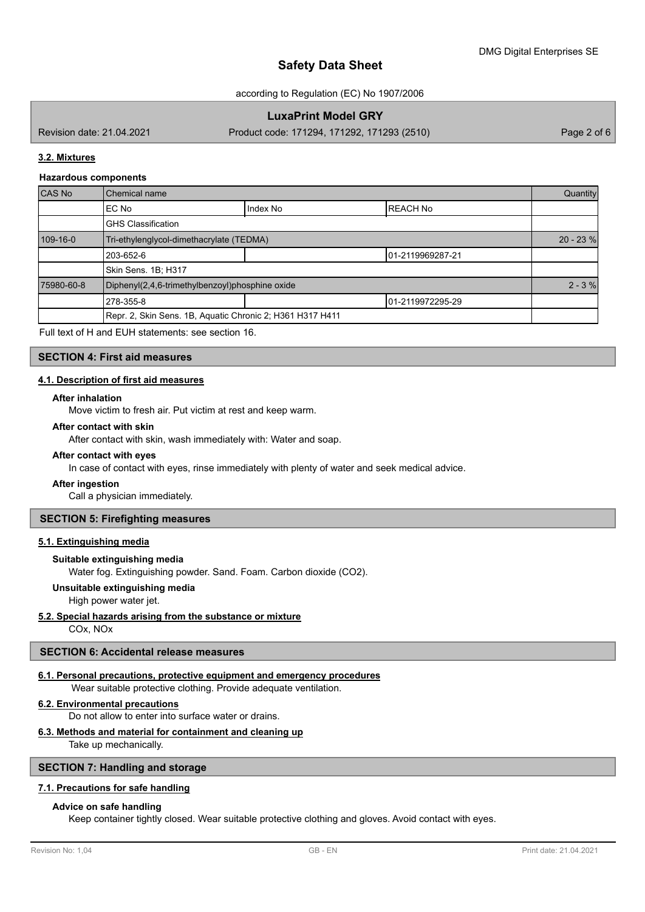### 3.2. Mixtures

#### Hazardous components

| CAS No | Chemical name | | | Quantity |
|---|---|---|---|---|
| | EC No | Index No | REACH No | |
| | GHS Classification | | | |
| 109-16-0 | Tri-ethylenglycol-dimethacrylate (TEDMA) | | | 20 - 23 % |
| | 203-652-6 | | 01-2119969287-21 | |
| | Skin Sens. 1B; H317 | | | |
| 75980-60-8 | Diphenyl(2,4,6-trimethylbenzoyl)phosphine oxide | | | 2 - 3 % |
| | 278-355-8 | | 01-2119972295-29 | |
| | Repr. 2, Skin Sens. 1B, Aquatic Chronic 2; H361 H317 H411 | | | |

Full text of H and EUH statements: see section 16.

## SECTION 4: First aid measures

### 4.1. Description of first aid measures

**After inhalation**

Move victim to fresh air. Put victim at rest and keep warm.

**After contact with skin**

After contact with skin, wash immediately with: Water and soap.

**After contact with eyes**

In case of contact with eyes, rinse immediately with plenty of water and seek medical advice.

**After ingestion**

Call a physician immediately.

## SECTION 5: Firefighting measures

### 5.1. Extinguishing media

**Suitable extinguishing media**

Water fog. Extinguishing powder. Sand. Foam. Carbon dioxide ($CO_2$).

**Unsuitable extinguishing media**

High power water jet.

### 5.2. Special hazards arising from the substance or mixture

$CO_x$, $NO_x$

## SECTION 6: Accidental release measures

### 6.1. Personal precautions, protective equipment and emergency procedures

Wear suitable protective clothing. Provide adequate ventilation.

### 6.2. Environmental precautions

Do not allow to enter into surface water or drains.

### 6.3. Methods and material for containment and cleaning up

Take up mechanically.

## SECTION 7: Handling and storage

### 7.1. Precautions for safe handling

**Advice on safe handling**

Keep container tightly closed. Wear suitable protective clothing and gloves. Avoid contact with eyes.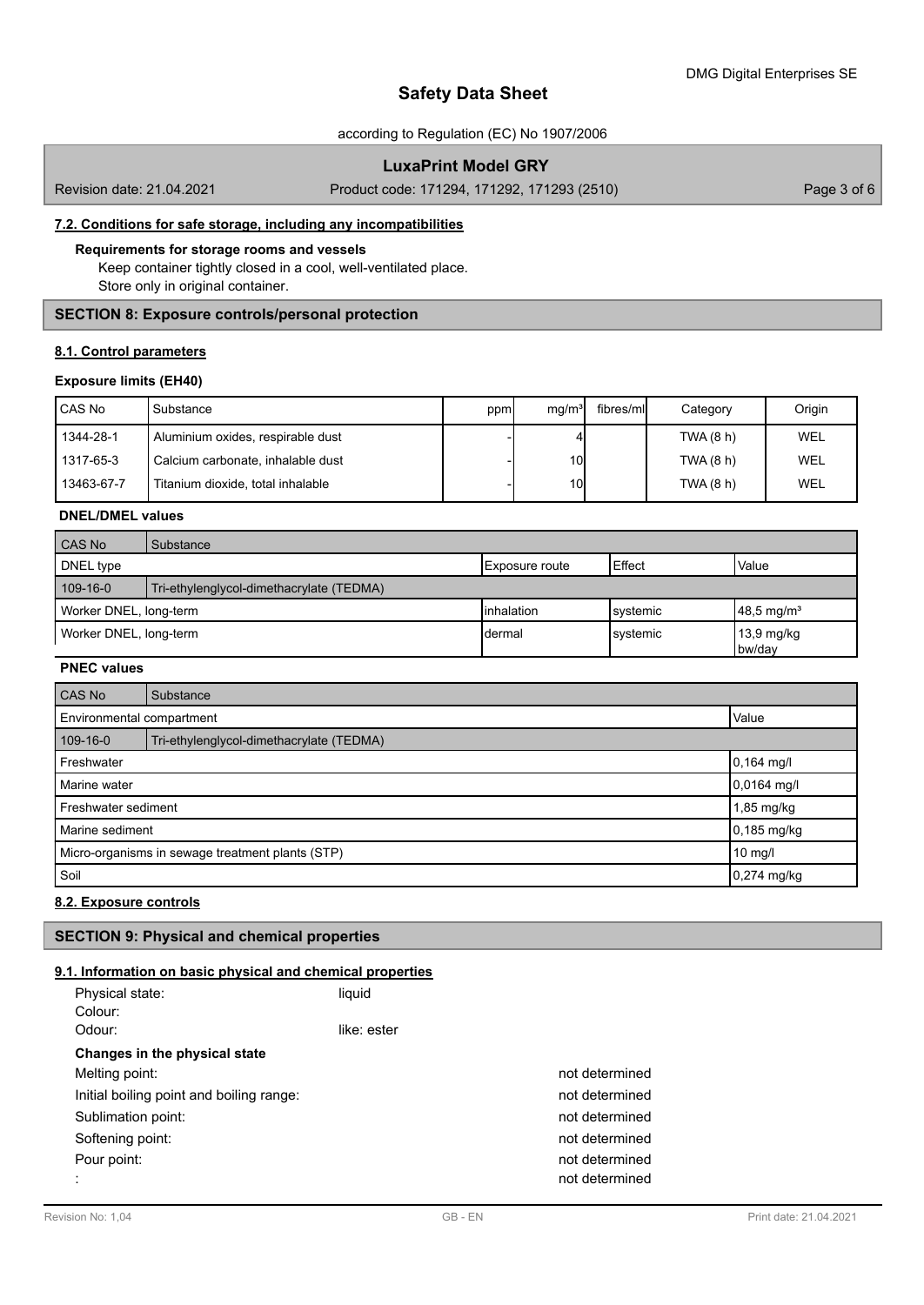### 7.2. Conditions for safe storage, including any incompatibilities

**Requirements for storage rooms and vessels**

Keep container tightly closed in a cool, well-ventilated place.
Store only in original container.

## SECTION 8: Exposure controls/personal protection

### 8.1. Control parameters

**Exposure limits (EH40)**

| CAS No | Substance | ppm | mg/m³ | fibres/ml | Category | Origin |
|---|---|---|---|---|---|---|
| 1344-28-1 | Aluminium oxides, respirable dust | - | 4 | | TWA (8 h) | WEL |
| 1317-65-3 | Calcium carbonate, inhalable dust | - | 10 | | TWA (8 h) | WEL |
| 13463-67-7 | Titanium dioxide, total inhalable | - | 10 | | TWA (8 h) | WEL |

**DNEL/DMEL values**

| CAS No | Substance | | | |
|---|---|---|---|---|
| DNEL type | | Exposure route | Effect | Value |
| 109-16-0 | Tri-ethylenglycol-dimethacrylate (TEDMA) | | | |
| Worker DNEL, long-term | | inhalation | systemic | 48,5 mg/m³ |
| Worker DNEL, long-term | | dermal | systemic | 13,9 mg/kg bw/day |

**PNEC values**

| CAS No | Substance | |
|---|---|---|
| Environmental compartment | | Value |
| 109-16-0 | Tri-ethylenglycol-dimethacrylate (TEDMA) | |
| Freshwater | | 0,164 mg/l |
| Marine water | | 0,0164 mg/l |
| Freshwater sediment | | 1,85 mg/kg |
| Marine sediment | | 0,185 mg/kg |
| Micro-organisms in sewage treatment plants (STP) | | 10 mg/l |
| Soil | | 0,274 mg/kg |

### 8.2. Exposure controls

## SECTION 9: Physical and chemical properties

### 9.1. Information on basic physical and chemical properties

Physical state: liquid
Colour:
Odour: like: ester

**Changes in the physical state**

Melting point: not determined
Initial boiling point and boiling range: not determined
Sublimation point: not determined
Softening point: not determined
Pour point: not determined
: not determined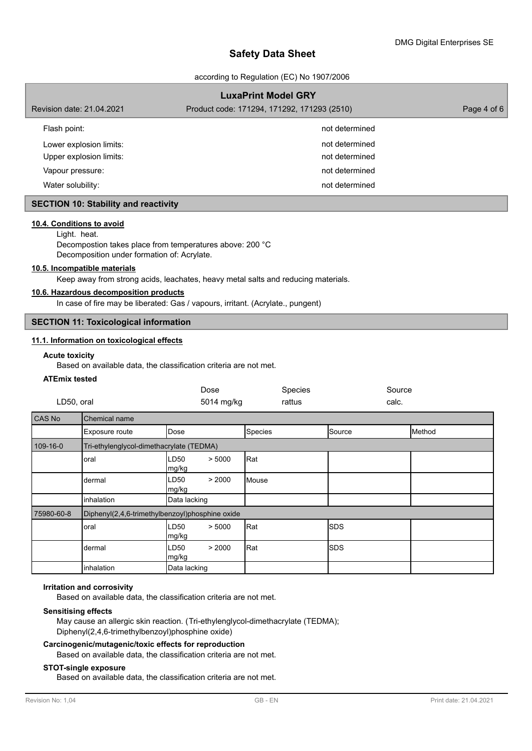| | |
|---|---|
| Flash point: | not determined |
| Lower explosion limits: | not determined |
| Upper explosion limits: | not determined |
| Vapour pressure: | not determined |
| Water solubility: | not determined |

## SECTION 10: Stability and reactivity

### 10.4. Conditions to avoid

Light. heat.
Decompostion takes place from temperatures above: 200 °C
Decomposition under formation of: Acrylate.

### 10.5. Incompatible materials

Keep away from strong acids, leachates, heavy metal salts and reducing materials.

### 10.6. Hazardous decomposition products

In case of fire may be liberated: Gas / vapours, irritant. (Acrylate., pungent)

## SECTION 11: Toxicological information

### 11.1. Information on toxicological effects

**Acute toxicity**

Based on available data, the classification criteria are not met.

**ATEmix tested**

| | Dose | Species | Source |
|---|---|---|---|
| LD50, oral | 5014 mg/kg | rattus | calc. |

| CAS No | Chemical name | | | | |
|---|---|---|---|---|---|
| | Exposure route | Dose | Species | Source | Method |
| 109-16-0 | Tri-ethylenglycol-dimethacrylate (TEDMA) | | | | |
| | oral | LD50 > 5000 mg/kg | Rat | | |
| | dermal | LD50 > 2000 mg/kg | Mouse | | |
| | inhalation | Data lacking | | | |
| 75980-60-8 | Diphenyl(2,4,6-trimethylbenzoyl)phosphine oxide | | | | |
| | oral | LD50 > 5000 mg/kg | Rat | SDS | |
| | dermal | LD50 > 2000 mg/kg | Rat | SDS | |
| | inhalation | Data lacking | | | |

**Irritation and corrosivity**

Based on available data, the classification criteria are not met.

**Sensitising effects**

May cause an allergic skin reaction. (Tri-ethylenglycol-dimethacrylate (TEDMA); Diphenyl(2,4,6-trimethylbenzoyl)phosphine oxide)

**Carcinogenic/mutagenic/toxic effects for reproduction**

Based on available data, the classification criteria are not met.

**STOT-single exposure**

Based on available data, the classification criteria are not met.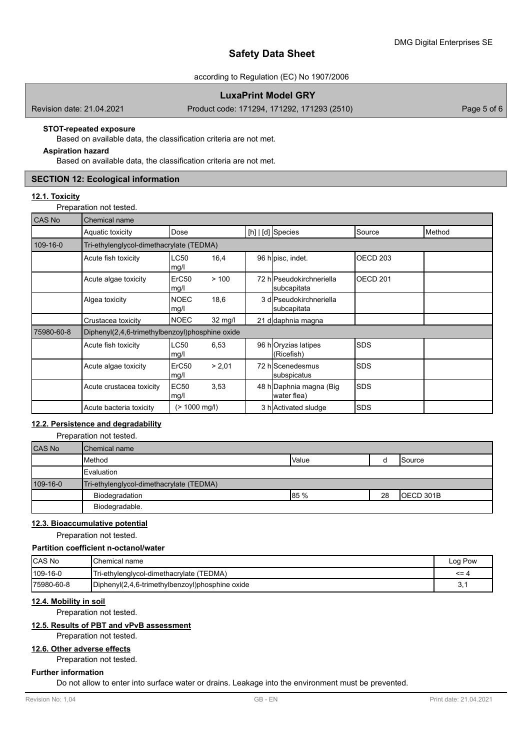**STOT-repeated exposure**

Based on available data, the classification criteria are not met.

**Aspiration hazard**

Based on available data, the classification criteria are not met.

## SECTION 12: Ecological information

### 12.1. Toxicity

Preparation not tested.

| CAS No | Chemical name | | | | | | |
|---|---|---|---|---|---|---|---|
| | Aquatic toxicity | Dose | | [h] \| [d] | Species | Source | Method |
| 109-16-0 | Tri-ethylenglycol-dimethacrylate (TEDMA) | | | | | | |
| | Acute fish toxicity | LC50 mg/l | 16,4 | 96 h | pisc, indet. | OECD 203 | |
| | Acute algae toxicity | ErC50 mg/l | > 100 | 72 h | Pseudokirchneriella subcapitata | OECD 201 | |
| | Algea toxicity | NOEC mg/l | 18,6 | 3 d | Pseudokirchneriella subcapitata | | |
| | Crustacea toxicity | NOEC | 32 mg/l | 21 d | daphnia magna | | |
| 75980-60-8 | Diphenyl(2,4,6-trimethylbenzoyl)phosphine oxide | | | | | | |
| | Acute fish toxicity | LC50 mg/l | 6,53 | 96 h | Oryzias latipes (Ricefish) | SDS | |
| | Acute algae toxicity | ErC50 mg/l | > 2,01 | 72 h | Scenedesmus subspicatus | SDS | |
| | Acute crustacea toxicity | EC50 mg/l | 3,53 | 48 h | Daphnia magna (Big water flea) | SDS | |
| | Acute bacteria toxicity | (> 1000 mg/l) | | 3 h | Activated sludge | SDS | |

### 12.2. Persistence and degradability

Preparation not tested.

| CAS No | Chemical name | | | |
|---|---|---|---|---|
| | Method | Value | d | Source |
| | Evaluation | | | |
| 109-16-0 | Tri-ethylenglycol-dimethacrylate (TEDMA) | | | |
| | Biodegradation | 85 % | 28 | OECD 301B |
| | Biodegradable. | | | |

### 12.3. Bioaccumulative potential

Preparation not tested.

**Partition coefficient n-octanol/water**

| CAS No | Chemical name | Log Pow |
|---|---|---|
| 109-16-0 | Tri-ethylenglycol-dimethacrylate (TEDMA) | <= 4 |
| 75980-60-8 | Diphenyl(2,4,6-trimethylbenzoyl)phosphine oxide | 3,1 |

### 12.4. Mobility in soil

Preparation not tested.

### 12.5. Results of PBT and vPvB assessment

Preparation not tested.

### 12.6. Other adverse effects

Preparation not tested.

**Further information**

Do not allow to enter into surface water or drains. Leakage into the environment must be prevented.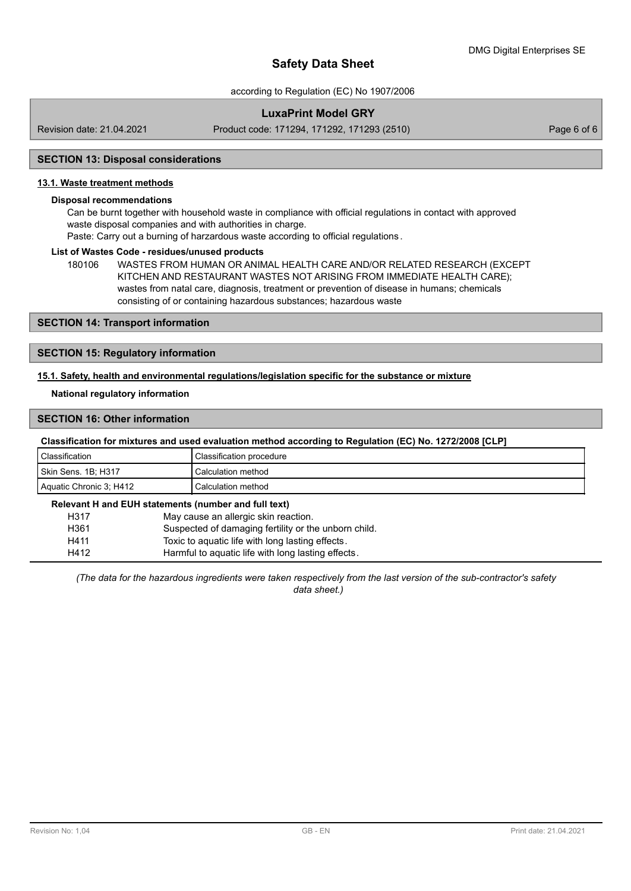## SECTION 13: Disposal considerations

### 13.1. Waste treatment methods

**Disposal recommendations**

Can be burnt together with household waste in compliance with official regulations in contact with approved waste disposal companies and with authorities in charge.

Paste: Carry out a burning of harzardous waste according to official regulations.

**List of Wastes Code - residues/unused products**

180106 WASTES FROM HUMAN OR ANIMAL HEALTH CARE AND/OR RELATED RESEARCH (EXCEPT KITCHEN AND RESTAURANT WASTES NOT ARISING FROM IMMEDIATE HEALTH CARE); wastes from natal care, diagnosis, treatment or prevention of disease in humans; chemicals consisting of or containing hazardous substances; hazardous waste

## SECTION 14: Transport information

## SECTION 15: Regulatory information

### 15.1. Safety, health and environmental regulations/legislation specific for the substance or mixture

**National regulatory information**

## SECTION 16: Other information

**Classification for mixtures and used evaluation method according to Regulation (EC) No. 1272/2008 [CLP]**

| Classification | Classification procedure |
|---|---|
| Skin Sens. 1B; H317 | Calculation method |
| Aquatic Chronic 3; H412 | Calculation method |

**Relevant H and EUH statements (number and full text)**

| | |
|---|---|
| H317 | May cause an allergic skin reaction. |
| H361 | Suspected of damaging fertility or the unborn child. |
| H411 | Toxic to aquatic life with long lasting effects. |
| H412 | Harmful to aquatic life with long lasting effects. |

*(The data for the hazardous ingredients were taken respectively from the last version of the sub-contractor's safety data sheet.)*